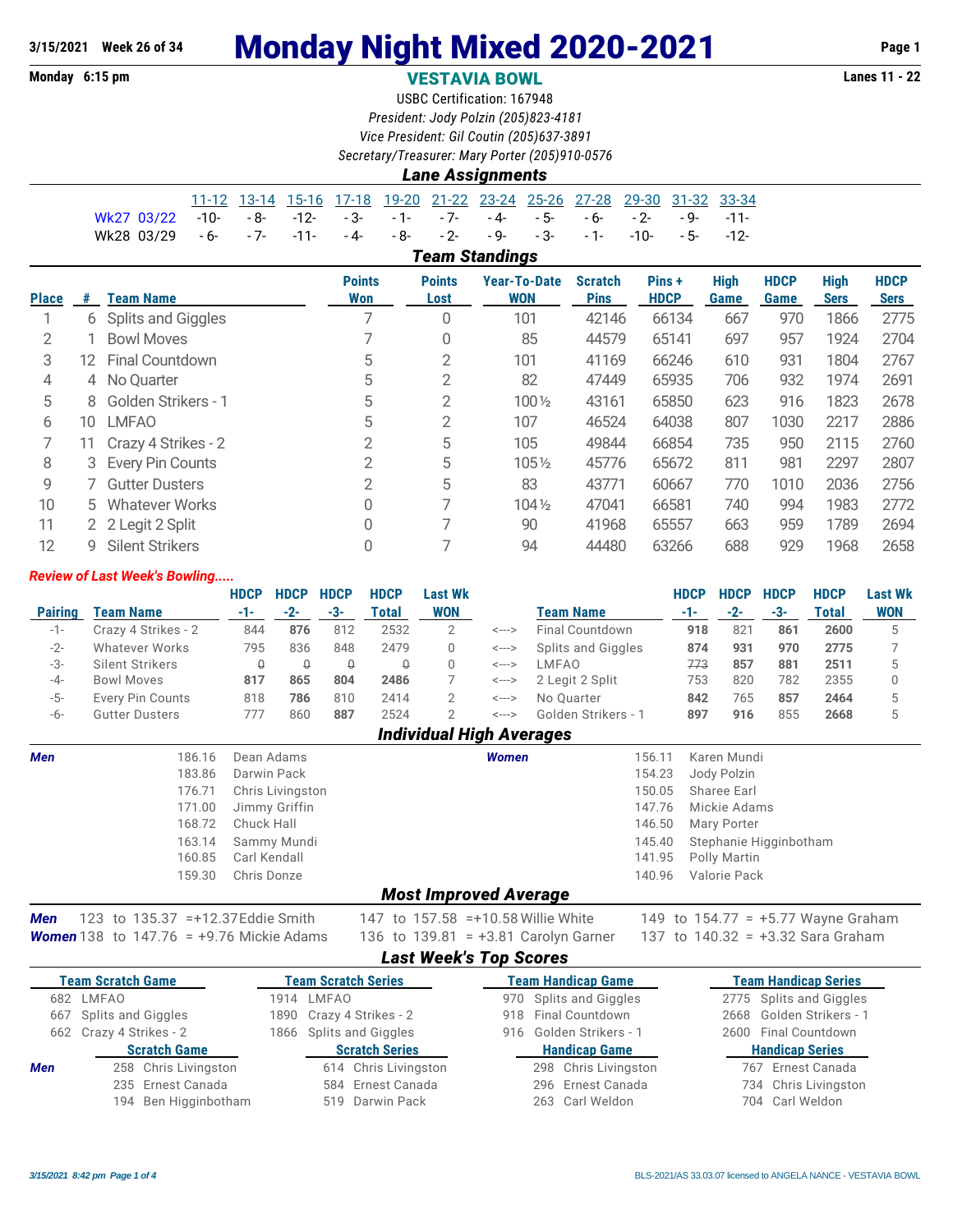3/15/2021 Week 26 of 34

# Monday Night Mixed 2020-2021

Monday 6:15 pm

## VESTAVIA BOWL

Lanes 11 - 22

USBC Certification: 167948

*President: Jody Polzin (205)823-4181*

*Vice President: Gil Coutin (205)637-3891*

*Secretary/Treasurer: Mary Porter (205)910-0576*

### Lane Assignments

| | 11-12 | 13-14 | 15-16 | 17-18 | 19-20 | 21-22 | 23-24 | 25-26 | 27-28 | 29-30 | 31-32 | 33-34 |
|---|---|---|---|---|---|---|---|---|---|---|---|---|
| Wk27 03/22 | -10- | - 8- | -12- | - 3- | - 1- | - 7- | - 4- | - 5- | - 6- | - 2- | - 9- | -11- |
| Wk28 03/29 | - 6- | - 7- | -11- | - 4- | - 8- | - 2- | - 9- | - 3- | - 1- | -10- | - 5- | -12- |

### Team Standings

| Place | # | Team Name | Points Won | Points Lost | Year-To-Date WON | Scratch Pins | Pins + HDCP | High Game | HDCP Game | High Sers | HDCP Sers |
|---|---|---|---|---|---|---|---|---|---|---|---|
| 1 | 6 | Splits and Giggles | 7 | 0 | 101 | 42146 | 66134 | 667 | 970 | 1866 | 2775 |
| 2 | 1 | Bowl Moves | 7 | 0 | 85 | 44579 | 65141 | 697 | 957 | 1924 | 2704 |
| 3 | 12 | Final Countdown | 5 | 2 | 101 | 41169 | 66246 | 610 | 931 | 1804 | 2767 |
| 4 | 4 | No Quarter | 5 | 2 | 82 | 47449 | 65935 | 706 | 932 | 1974 | 2691 |
| 5 | 8 | Golden Strikers - 1 | 5 | 2 | 100½ | 43161 | 65850 | 623 | 916 | 1823 | 2678 |
| 6 | 10 | LMFAO | 5 | 2 | 107 | 46524 | 64038 | 807 | 1030 | 2217 | 2886 |
| 7 | 11 | Crazy 4 Strikes - 2 | 2 | 5 | 105 | 49844 | 66854 | 735 | 950 | 2115 | 2760 |
| 8 | 3 | Every Pin Counts | 2 | 5 | 105½ | 45776 | 65672 | 811 | 981 | 2297 | 2807 |
| 9 | 7 | Gutter Dusters | 2 | 5 | 83 | 43771 | 60667 | 770 | 1010 | 2036 | 2756 |
| 10 | 5 | Whatever Works | 0 | 7 | 104½ | 47041 | 66581 | 740 | 994 | 1983 | 2772 |
| 11 | 2 | 2 Legit 2 Split | 0 | 7 | 90 | 41968 | 65557 | 663 | 959 | 1789 | 2694 |
| 12 | 9 | Silent Strikers | 0 | 7 | 94 | 44480 | 63266 | 688 | 929 | 1968 | 2658 |

***Review of Last Week's Bowling.....***

| Pairing | Team Name | HDCP -1- | HDCP -2- | HDCP -3- | HDCP Total | Last Wk WON | | Team Name | HDCP -1- | HDCP -2- | HDCP -3- | HDCP Total | Last Wk WON |
|---|---|---|---|---|---|---|---|---|---|---|---|---|---|
| -1- | Crazy 4 Strikes - 2 | 844 | **876** | 812 | 2532 | 2 | <---> | Final Countdown | **918** | 821 | **861** | **2600** | 5 |
| -2- | Whatever Works | 795 | 836 | 848 | 2479 | 0 | <---> | Splits and Giggles | **874** | **931** | **970** | **2775** | 7 |
| -3- | Silent Strikers | 0 | 0 | 0 | 0 | 0 | <---> | LMFAO | 773 | **857** | **881** | **2511** | 5 |
| -4- | Bowl Moves | **817** | **865** | **804** | **2486** | 7 | <---> | 2 Legit 2 Split | 753 | 820 | 782 | 2355 | 0 |
| -5- | Every Pin Counts | 818 | **786** | 810 | 2414 | 2 | <---> | No Quarter | **842** | 765 | **857** | **2464** | 5 |
| -6- | Gutter Dusters | 777 | 860 | **887** | 2524 | 2 | <---> | Golden Strikers - 1 | **897** | **916** | 855 | **2668** | 5 |

### Individual High Averages

| Men | | Women | |
|---|---|---|---|
| 186.16 | Dean Adams | 156.11 | Karen Mundi |
| 183.86 | Darwin Pack | 154.23 | Jody Polzin |
| 176.71 | Chris Livingston | 150.05 | Sharee Earl |
| 171.00 | Jimmy Griffin | 147.76 | Mickie Adams |
| 168.72 | Chuck Hall | 146.50 | Mary Porter |
| 163.14 | Sammy Mundi | 145.40 | Stephanie Higginbotham |
| 160.85 | Carl Kendall | 141.95 | Polly Martin |
| 159.30 | Chris Donze | 140.96 | Valorie Pack |

### Most Improved Average

| | | | |
|---|---|---|---|
| **Men** | 123 to 135.37 = +12.37 Eddie Smith | 147 to 157.58 = +10.58 Willie White | 149 to 154.77 = +5.77 Wayne Graham |
| **Women** | 138 to 147.76 = +9.76 Mickie Adams | 136 to 139.81 = +3.81 Carolyn Garner | 137 to 140.32 = +3.32 Sara Graham |

### Last Week's Top Scores

| Team Scratch Game | Team Scratch Series | Team Handicap Game | Team Handicap Series |
|---|---|---|---|
| 682 LMFAO | 1914 LMFAO | 970 Splits and Giggles | 2775 Splits and Giggles |
| 667 Splits and Giggles | 1890 Crazy 4 Strikes - 2 | 918 Final Countdown | 2668 Golden Strikers - 1 |
| 662 Crazy 4 Strikes - 2 | 1866 Splits and Giggles | 916 Golden Strikers - 1 | 2600 Final Countdown |

| | Scratch Game | Scratch Series | Handicap Game | Handicap Series |
|---|---|---|---|---|
| **Men** | 258 Chris Livingston | 614 Chris Livingston | 298 Chris Livingston | 767 Ernest Canada |
| | 235 Ernest Canada | 584 Ernest Canada | 296 Ernest Canada | 734 Chris Livingston |
| | 194 Ben Higginbotham | 519 Darwin Pack | 263 Carl Weldon | 704 Carl Weldon |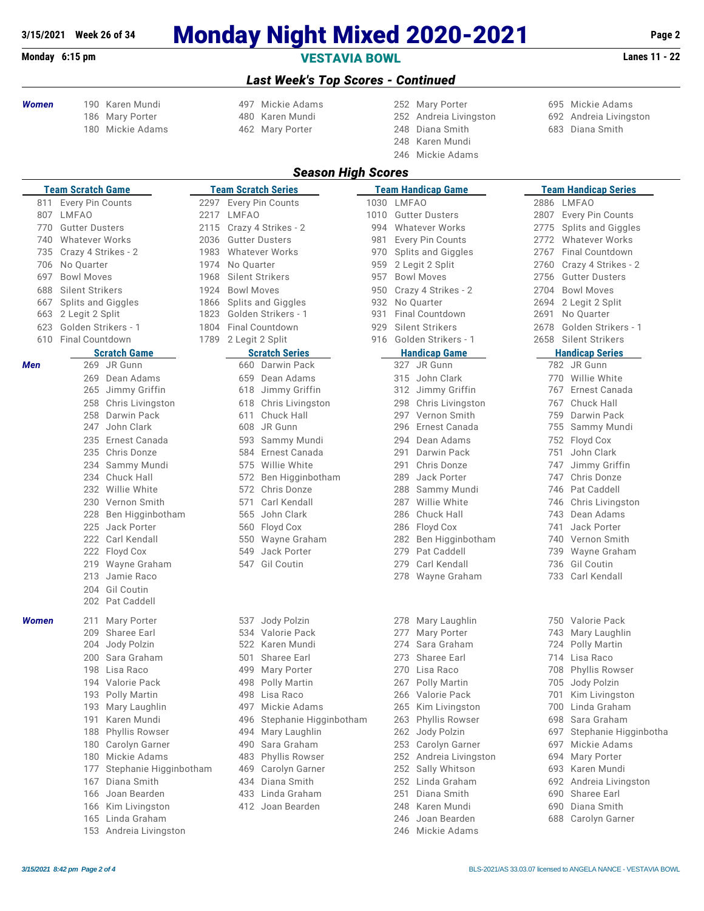# Monday Night Mixed 2020-2021

**VESTAVIA BOWL**

3/15/2021 Week 26 of 34 — Monday 6:15 pm — Lanes 11 - 22

## Last Week's Top Scores - Continued

| | Scratch Game | Scratch Series | Handicap Game | Handicap Series |
|---|---|---|---|---|
| *Women* | 190 Karen Mundi | 497 Mickie Adams | 252 Mary Porter | 695 Mickie Adams |
| | 186 Mary Porter | 480 Karen Mundi | 252 Andreia Livingston | 692 Andreia Livingston |
| | 180 Mickie Adams | 462 Mary Porter | 248 Diana Smith | 683 Diana Smith |
| | | | 248 Karen Mundi | |
| | | | 246 Mickie Adams | |

## Season High Scores

| Team Scratch Game | Team Scratch Series | Team Handicap Game | Team Handicap Series |
|---|---|---|---|
| 811 Every Pin Counts | 2297 Every Pin Counts | 1030 LMFAO | 2886 LMFAO |
| 807 LMFAO | 2217 LMFAO | 1010 Gutter Dusters | 2807 Every Pin Counts |
| 770 Gutter Dusters | 2115 Crazy 4 Strikes - 2 | 994 Whatever Works | 2775 Splits and Giggles |
| 740 Whatever Works | 2036 Gutter Dusters | 981 Every Pin Counts | 2772 Whatever Works |
| 735 Crazy 4 Strikes - 2 | 1983 Whatever Works | 970 Splits and Giggles | 2767 Final Countdown |
| 706 No Quarter | 1974 No Quarter | 959 2 Legit 2 Split | 2760 Crazy 4 Strikes - 2 |
| 697 Bowl Moves | 1968 Silent Strikers | 957 Bowl Moves | 2756 Gutter Dusters |
| 688 Silent Strikers | 1924 Bowl Moves | 950 Crazy 4 Strikes - 2 | 2704 Bowl Moves |
| 667 Splits and Giggles | 1866 Splits and Giggles | 932 No Quarter | 2694 2 Legit 2 Split |
| 663 2 Legit 2 Split | 1823 Golden Strikers - 1 | 931 Final Countdown | 2691 No Quarter |
| 623 Golden Strikers - 1 | 1804 Final Countdown | 929 Silent Strikers | 2678 Golden Strikers - 1 |
| 610 Final Countdown | 1789 2 Legit 2 Split | 916 Golden Strikers - 1 | 2658 Silent Strikers |

| | Scratch Game | Scratch Series | Handicap Game | Handicap Series |
|---|---|---|---|---|
| *Men* | 269 JR Gunn | 660 Darwin Pack | 327 JR Gunn | 782 JR Gunn |
| | 269 Dean Adams | 659 Dean Adams | 315 John Clark | 770 Willie White |
| | 265 Jimmy Griffin | 618 Jimmy Griffin | 312 Jimmy Griffin | 767 Ernest Canada |
| | 258 Chris Livingston | 618 Chris Livingston | 298 Chris Livingston | 767 Chuck Hall |
| | 258 Darwin Pack | 611 Chuck Hall | 297 Vernon Smith | 759 Darwin Pack |
| | 247 John Clark | 608 JR Gunn | 296 Ernest Canada | 755 Sammy Mundi |
| | 235 Ernest Canada | 593 Sammy Mundi | 294 Dean Adams | 752 Floyd Cox |
| | 235 Chris Donze | 584 Ernest Canada | 291 Darwin Pack | 751 John Clark |
| | 234 Sammy Mundi | 575 Willie White | 291 Chris Donze | 747 Jimmy Griffin |
| | 234 Chuck Hall | 572 Ben Higginbotham | 289 Jack Porter | 747 Chris Donze |
| | 232 Willie White | 572 Chris Donze | 288 Sammy Mundi | 746 Pat Caddell |
| | 230 Vernon Smith | 571 Carl Kendall | 287 Willie White | 746 Chris Livingston |
| | 228 Ben Higginbotham | 565 John Clark | 286 Chuck Hall | 743 Dean Adams |
| | 225 Jack Porter | 560 Floyd Cox | 286 Floyd Cox | 741 Jack Porter |
| | 222 Carl Kendall | 550 Wayne Graham | 282 Ben Higginbotham | 740 Vernon Smith |
| | 222 Floyd Cox | 549 Jack Porter | 279 Pat Caddell | 739 Wayne Graham |
| | 219 Wayne Graham | 547 Gil Coutin | 279 Carl Kendall | 736 Gil Coutin |
| | 213 Jamie Raco | | 278 Wayne Graham | 733 Carl Kendall |
| | 204 Gil Coutin | | | |
| | 202 Pat Caddell | | | |
| *Women* | 211 Mary Porter | 537 Jody Polzin | 278 Mary Laughlin | 750 Valorie Pack |
| | 209 Sharee Earl | 534 Valorie Pack | 277 Mary Porter | 743 Mary Laughlin |
| | 204 Jody Polzin | 522 Karen Mundi | 274 Sara Graham | 724 Polly Martin |
| | 200 Sara Graham | 501 Sharee Earl | 273 Sharee Earl | 714 Lisa Raco |
| | 198 Lisa Raco | 499 Mary Porter | 270 Lisa Raco | 708 Phyllis Rowser |
| | 194 Valorie Pack | 498 Polly Martin | 267 Polly Martin | 705 Jody Polzin |
| | 193 Polly Martin | 498 Lisa Raco | 266 Valorie Pack | 701 Kim Livingston |
| | 193 Mary Laughlin | 497 Mickie Adams | 265 Kim Livingston | 700 Linda Graham |
| | 191 Karen Mundi | 496 Stephanie Higginbotham | 263 Phyllis Rowser | 698 Sara Graham |
| | 188 Phyllis Rowser | 494 Mary Laughlin | 262 Jody Polzin | 697 Stephanie Higginbotha |
| | 180 Carolyn Garner | 490 Sara Graham | 253 Carolyn Garner | 697 Mickie Adams |
| | 180 Mickie Adams | 483 Phyllis Rowser | 252 Andreia Livingston | 694 Mary Porter |
| | 177 Stephanie Higginbotham | 469 Carolyn Garner | 252 Sally Whitson | 693 Karen Mundi |
| | 167 Diana Smith | 434 Diana Smith | 252 Linda Graham | 692 Andreia Livingston |
| | 166 Joan Bearden | 433 Linda Graham | 251 Diana Smith | 690 Sharee Earl |
| | 166 Kim Livingston | 412 Joan Bearden | 248 Karen Mundi | 690 Diana Smith |
| | 165 Linda Graham | | 246 Joan Bearden | 688 Carolyn Garner |
| | 153 Andreia Livingston | | 246 Mickie Adams | |

3/15/2021 8:42 pm — BLS-2021/AS 33.03.07 licensed to ANGELA NANCE - VESTAVIA BOWL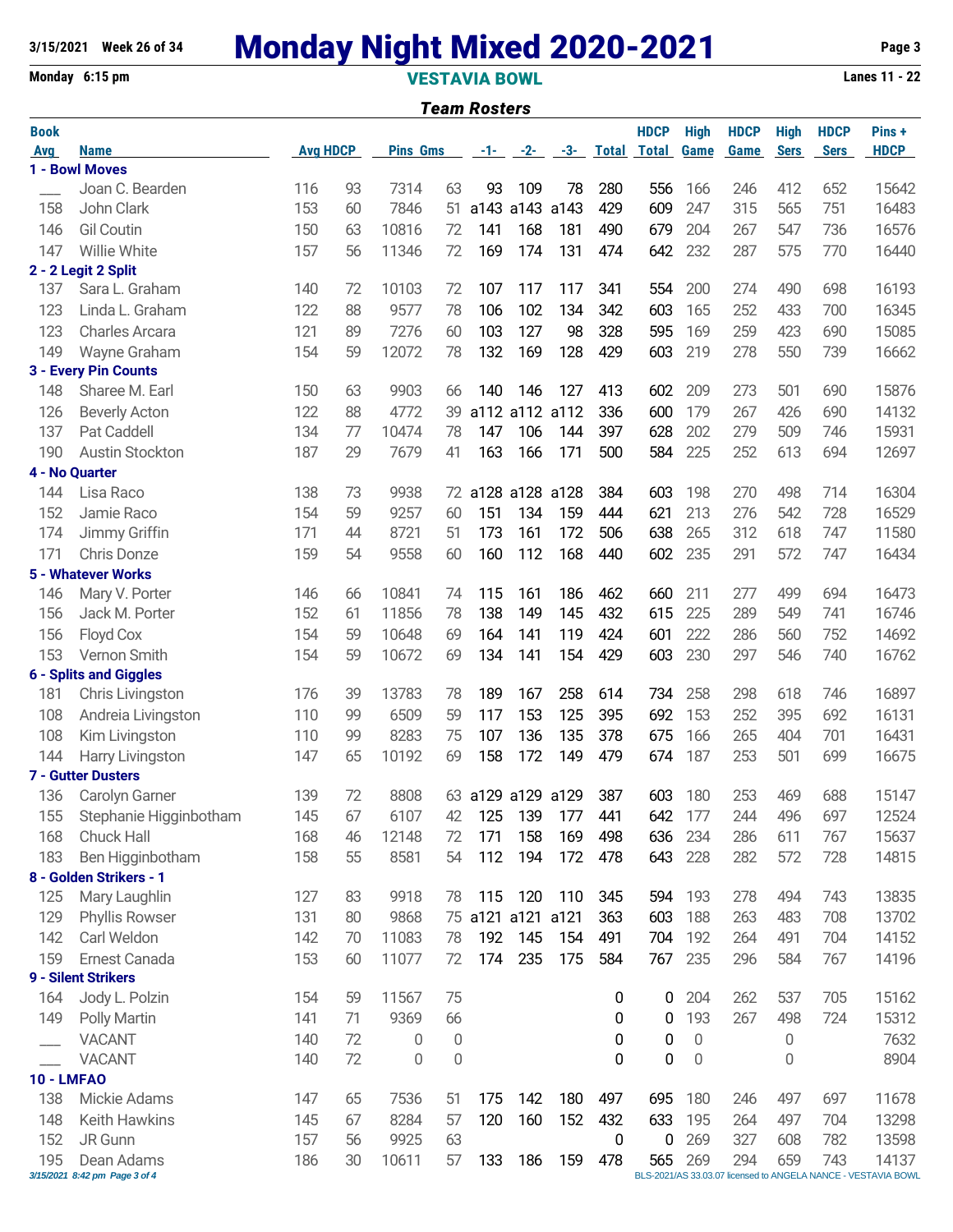# Monday Night Mixed 2020-2021

**3/15/2021 Week 26 of 34**

**Monday 6:15 pm** — **VESTAVIA BOWL** — **Lanes 11 - 22**

## *Team Rosters*

| Book Avg | Name | Avg | HDCP | Pins | Gms | -1- | -2- | -3- | Total | HDCP Total | High Game | HDCP Game | High Sers | HDCP Sers | Pins + HDCP |
|---|---|---|---|---|---|---|---|---|---|---|---|---|---|---|---|
| **1 - Bowl Moves** | | | | | | | | | | | | | | | |
| ___ | Joan C. Bearden | 116 | 93 | 7314 | 63 | 93 | 109 | 78 | 280 | 556 | 166 | 246 | 412 | 652 | 15642 |
| 158 | John Clark | 153 | 60 | 7846 | 51 | a143 | a143 | a143 | 429 | 609 | 247 | 315 | 565 | 751 | 16483 |
| 146 | Gil Coutin | 150 | 63 | 10816 | 72 | 141 | 168 | 181 | 490 | 679 | 204 | 267 | 547 | 736 | 16576 |
| 147 | Willie White | 157 | 56 | 11346 | 72 | 169 | 174 | 131 | 474 | 642 | 232 | 287 | 575 | 770 | 16440 |
| **2 - 2 Legit 2 Split** | | | | | | | | | | | | | | | |
| 137 | Sara L. Graham | 140 | 72 | 10103 | 72 | 107 | 117 | 117 | 341 | 554 | 200 | 274 | 490 | 698 | 16193 |
| 123 | Linda L. Graham | 122 | 88 | 9577 | 78 | 106 | 102 | 134 | 342 | 603 | 165 | 252 | 433 | 700 | 16345 |
| 123 | Charles Arcara | 121 | 89 | 7276 | 60 | 103 | 127 | 98 | 328 | 595 | 169 | 259 | 423 | 690 | 15085 |
| 149 | Wayne Graham | 154 | 59 | 12072 | 78 | 132 | 169 | 128 | 429 | 603 | 219 | 278 | 550 | 739 | 16662 |
| **3 - Every Pin Counts** | | | | | | | | | | | | | | | |
| 148 | Sharee M. Earl | 150 | 63 | 9903 | 66 | 140 | 146 | 127 | 413 | 602 | 209 | 273 | 501 | 690 | 15876 |
| 126 | Beverly Acton | 122 | 88 | 4772 | 39 | a112 | a112 | a112 | 336 | 600 | 179 | 267 | 426 | 690 | 14132 |
| 137 | Pat Caddell | 134 | 77 | 10474 | 78 | 147 | 106 | 144 | 397 | 628 | 202 | 279 | 509 | 746 | 15931 |
| 190 | Austin Stockton | 187 | 29 | 7679 | 41 | 163 | 166 | 171 | 500 | 584 | 225 | 252 | 613 | 694 | 12697 |
| **4 - No Quarter** | | | | | | | | | | | | | | | |
| 144 | Lisa Raco | 138 | 73 | 9938 | 72 | a128 | a128 | a128 | 384 | 603 | 198 | 270 | 498 | 714 | 16304 |
| 152 | Jamie Raco | 154 | 59 | 9257 | 60 | 151 | 134 | 159 | 444 | 621 | 213 | 276 | 542 | 728 | 16529 |
| 174 | Jimmy Griffin | 171 | 44 | 8721 | 51 | 173 | 161 | 172 | 506 | 638 | 265 | 312 | 618 | 747 | 11580 |
| 171 | Chris Donze | 159 | 54 | 9558 | 60 | 160 | 112 | 168 | 440 | 602 | 235 | 291 | 572 | 747 | 16434 |
| **5 - Whatever Works** | | | | | | | | | | | | | | | |
| 146 | Mary V. Porter | 146 | 66 | 10841 | 74 | 115 | 161 | 186 | 462 | 660 | 211 | 277 | 499 | 694 | 16473 |
| 156 | Jack M. Porter | 152 | 61 | 11856 | 78 | 138 | 149 | 145 | 432 | 615 | 225 | 289 | 549 | 741 | 16746 |
| 156 | Floyd Cox | 154 | 59 | 10648 | 69 | 164 | 141 | 119 | 424 | 601 | 222 | 286 | 560 | 752 | 14692 |
| 153 | Vernon Smith | 154 | 59 | 10672 | 69 | 134 | 141 | 154 | 429 | 603 | 230 | 297 | 546 | 740 | 16762 |
| **6 - Splits and Giggles** | | | | | | | | | | | | | | | |
| 181 | Chris Livingston | 176 | 39 | 13783 | 78 | 189 | 167 | 258 | 614 | 734 | 258 | 298 | 618 | 746 | 16897 |
| 108 | Andreia Livingston | 110 | 99 | 6509 | 59 | 117 | 153 | 125 | 395 | 692 | 153 | 252 | 395 | 692 | 16131 |
| 108 | Kim Livingston | 110 | 99 | 8283 | 75 | 107 | 136 | 135 | 378 | 675 | 166 | 265 | 404 | 701 | 16431 |
| 144 | Harry Livingston | 147 | 65 | 10192 | 69 | 158 | 172 | 149 | 479 | 674 | 187 | 253 | 501 | 699 | 16675 |
| **7 - Gutter Dusters** | | | | | | | | | | | | | | | |
| 136 | Carolyn Garner | 139 | 72 | 8808 | 63 | a129 | a129 | a129 | 387 | 603 | 180 | 253 | 469 | 688 | 15147 |
| 155 | Stephanie Higginbotham | 145 | 67 | 6107 | 42 | 125 | 139 | 177 | 441 | 642 | 177 | 244 | 496 | 697 | 12524 |
| 168 | Chuck Hall | 168 | 46 | 12148 | 72 | 171 | 158 | 169 | 498 | 636 | 234 | 286 | 611 | 767 | 15637 |
| 183 | Ben Higginbotham | 158 | 55 | 8581 | 54 | 112 | 194 | 172 | 478 | 643 | 228 | 282 | 572 | 728 | 14815 |
| **8 - Golden Strikers - 1** | | | | | | | | | | | | | | | |
| 125 | Mary Laughlin | 127 | 83 | 9918 | 78 | 115 | 120 | 110 | 345 | 594 | 193 | 278 | 494 | 743 | 13835 |
| 129 | Phyllis Rowser | 131 | 80 | 9868 | 75 | a121 | a121 | a121 | 363 | 603 | 188 | 263 | 483 | 708 | 13702 |
| 142 | Carl Weldon | 142 | 70 | 11083 | 78 | 192 | 145 | 154 | 491 | 704 | 192 | 264 | 491 | 704 | 14152 |
| 159 | Ernest Canada | 153 | 60 | 11077 | 72 | 174 | 235 | 175 | 584 | 767 | 235 | 296 | 584 | 767 | 14196 |
| **9 - Silent Strikers** | | | | | | | | | | | | | | | |
| 164 | Jody L. Polzin | 154 | 59 | 11567 | 75 | | | | 0 | 0 | 204 | 262 | 537 | 705 | 15162 |
| 149 | Polly Martin | 141 | 71 | 9369 | 66 | | | | 0 | 0 | 193 | 267 | 498 | 724 | 15312 |
| ___ | VACANT | 140 | 72 | 0 | 0 | | | | 0 | 0 | 0 | | 0 | | 7632 |
| ___ | VACANT | 140 | 72 | 0 | 0 | | | | 0 | 0 | 0 | | 0 | | 8904 |
| **10 - LMFAO** | | | | | | | | | | | | | | | |
| 138 | Mickie Adams | 147 | 65 | 7536 | 51 | 175 | 142 | 180 | 497 | 695 | 180 | 246 | 497 | 697 | 11678 |
| 148 | Keith Hawkins | 145 | 67 | 8284 | 57 | 120 | 160 | 152 | 432 | 633 | 195 | 264 | 497 | 704 | 13298 |
| 152 | JR Gunn | 157 | 56 | 9925 | 63 | | | | 0 | 0 | 269 | 327 | 608 | 782 | 13598 |
| 195 | Dean Adams | 186 | 30 | 10611 | 57 | 133 | 186 | 159 | 478 | 565 | 269 | 294 | 659 | 743 | 14137 |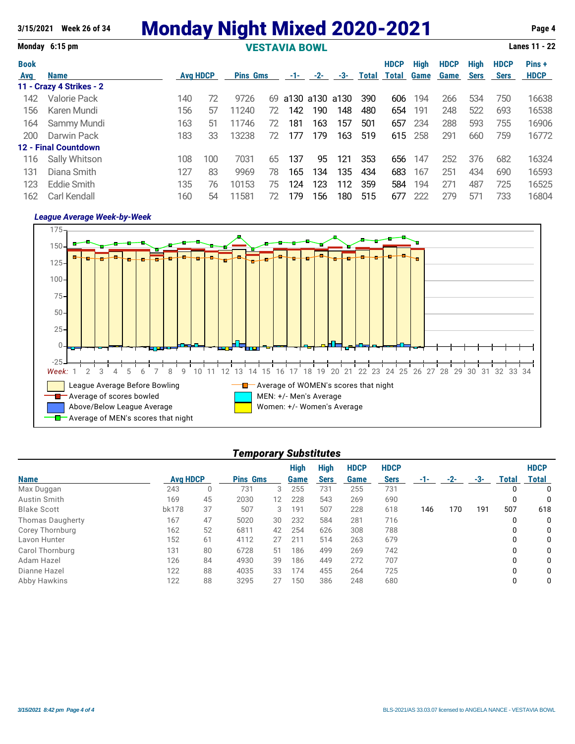# Monday Night Mixed 2020-2021

3/15/2021 Week 26 of 34

Monday 6:15 pm

**VESTAVIA BOWL**

Lanes 11 - 22

| Book Avg | Name | Avg | HDCP | Pins | Gms | -1- | -2- | -3- | Total | HDCP Total | High Game | HDCP Game | High Sers | HDCP Sers | Pins + HDCP |
|---|---|---|---|---|---|---|---|---|---|---|---|---|---|---|---|
| **11 - Crazy 4 Strikes - 2** | | | | | | | | | | | | | | | |
| 142 | Valorie Pack | 140 | 72 | 9726 | 69 | a130 | a130 | a130 | 390 | 606 | 194 | 266 | 534 | 750 | 16638 |
| 156 | Karen Mundi | 156 | 57 | 11240 | 72 | 142 | 190 | 148 | 480 | 654 | 191 | 248 | 522 | 693 | 16538 |
| 164 | Sammy Mundi | 163 | 51 | 11746 | 72 | 181 | 163 | 157 | 501 | 657 | 234 | 288 | 593 | 755 | 16906 |
| 200 | Darwin Pack | 183 | 33 | 13238 | 72 | 177 | 179 | 163 | 519 | 615 | 258 | 291 | 660 | 759 | 16772 |
| **12 - Final Countdown** | | | | | | | | | | | | | | | |
| 116 | Sally Whitson | 108 | 100 | 7031 | 65 | 137 | 95 | 121 | 353 | 656 | 147 | 252 | 376 | 682 | 16324 |
| 131 | Diana Smith | 127 | 83 | 9969 | 78 | 165 | 134 | 135 | 434 | 683 | 167 | 251 | 434 | 690 | 16593 |
| 123 | Eddie Smith | 135 | 76 | 10153 | 75 | 124 | 123 | 112 | 359 | 584 | 194 | 271 | 487 | 725 | 16525 |
| 162 | Carl Kendall | 160 | 54 | 11581 | 72 | 179 | 156 | 180 | 515 | 677 | 222 | 279 | 571 | 733 | 16804 |

*League Average Week-by-Week*

175
150
125
100
75
50
25
0
-25

Week: 1 2 3 4 5 6 7 8 9 10 11 12 13 14 15 16 17 18 19 20 21 22 23 24 25 26 27 28 29 30 31 32 33 34

League Average Before Bowling
Average of scores bowled
Above/Below League Average
Average of MEN's scores that night
Average of WOMEN's scores that night
MEN: +/- Men's Average
Women: +/- Women's Average

## *Temporary Substitutes*

| Name | Avg | HDCP | Pins | Gms | High Game | High Sers | HDCP Game | HDCP Sers | -1- | -2- | -3- | Total | HDCP Total |
|---|---|---|---|---|---|---|---|---|---|---|---|---|---|
| Max Duggan | 243 | 0 | 731 | 3 | 255 | 731 | 255 | 731 | | | | 0 | 0 |
| Austin Smith | 169 | 45 | 2030 | 12 | 228 | 543 | 269 | 690 | | | | 0 | 0 |
| Blake Scott | bk178 | 37 | 507 | 3 | 191 | 507 | 228 | 618 | 146 | 170 | 191 | 507 | 618 |
| Thomas Daugherty | 167 | 47 | 5020 | 30 | 232 | 584 | 281 | 716 | | | | 0 | 0 |
| Corey Thornburg | 162 | 52 | 6811 | 42 | 254 | 626 | 308 | 788 | | | | 0 | 0 |
| Lavon Hunter | 152 | 61 | 4112 | 27 | 211 | 514 | 263 | 679 | | | | 0 | 0 |
| Carol Thornburg | 131 | 80 | 6728 | 51 | 186 | 499 | 269 | 742 | | | | 0 | 0 |
| Adam Hazel | 126 | 84 | 4930 | 39 | 186 | 449 | 272 | 707 | | | | 0 | 0 |
| Dianne Hazel | 122 | 88 | 4035 | 33 | 174 | 455 | 264 | 725 | | | | 0 | 0 |
| Abby Hawkins | 122 | 88 | 3295 | 27 | 150 | 386 | 248 | 680 | | | | 0 | 0 |

*3/15/2021 8:42 pm*

BLS-2021/AS 33.03.07 licensed to ANGELA NANCE - VESTAVIA BOWL